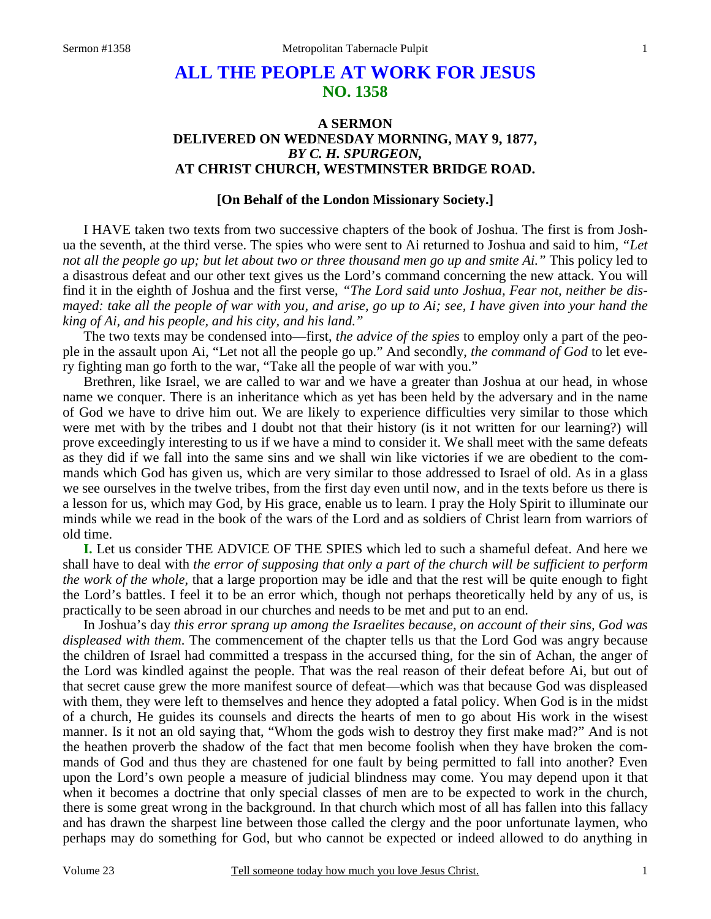# ALL THE PEOPLE AT WORK FOR JESUS
## NO. 1358

### A SERMON
### DELIVERED ON WEDNESDAY MORNING, MAY 9, 1877,
### *BY C. H. SPURGEON,*
### AT CHRIST CHURCH, WESTMINSTER BRIDGE ROAD.

**[On Behalf of the London Missionary Society.]**

I HAVE taken two texts from two successive chapters of the book of Joshua. The first is from Joshua the seventh, at the third verse. The spies who were sent to Ai returned to Joshua and said to him, *"Let not all the people go up; but let about two or three thousand men go up and smite Ai."* This policy led to a disastrous defeat and our other text gives us the Lord's command concerning the new attack. You will find it in the eighth of Joshua and the first verse, *"The Lord said unto Joshua, Fear not, neither be dismayed: take all the people of war with you, and arise, go up to Ai; see, I have given into your hand the king of Ai, and his people, and his city, and his land."*

The two texts may be condensed into—first, *the advice of the spies* to employ only a part of the people in the assault upon Ai, "Let not all the people go up." And secondly, *the command of God* to let every fighting man go forth to the war, "Take all the people of war with you."

Brethren, like Israel, we are called to war and we have a greater than Joshua at our head, in whose name we conquer. There is an inheritance which as yet has been held by the adversary and in the name of God we have to drive him out. We are likely to experience difficulties very similar to those which were met with by the tribes and I doubt not that their history (is it not written for our learning?) will prove exceedingly interesting to us if we have a mind to consider it. We shall meet with the same defeats as they did if we fall into the same sins and we shall win like victories if we are obedient to the commands which God has given us, which are very similar to those addressed to Israel of old. As in a glass we see ourselves in the twelve tribes, from the first day even until now, and in the texts before us there is a lesson for us, which may God, by His grace, enable us to learn. I pray the Holy Spirit to illuminate our minds while we read in the book of the wars of the Lord and as soldiers of Christ learn from warriors of old time.

**I.** Let us consider THE ADVICE OF THE SPIES which led to such a shameful defeat. And here we shall have to deal with *the error of supposing that only a part of the church will be sufficient to perform the work of the whole*, that a large proportion may be idle and that the rest will be quite enough to fight the Lord's battles. I feel it to be an error which, though not perhaps theoretically held by any of us, is practically to be seen abroad in our churches and needs to be met and put to an end.

In Joshua's day *this error sprang up among the Israelites because, on account of their sins, God was displeased with them*. The commencement of the chapter tells us that the Lord God was angry because the children of Israel had committed a trespass in the accursed thing, for the sin of Achan, the anger of the Lord was kindled against the people. That was the real reason of their defeat before Ai, but out of that secret cause grew the more manifest source of defeat—which was that because God was displeased with them, they were left to themselves and hence they adopted a fatal policy. When God is in the midst of a church, He guides its counsels and directs the hearts of men to go about His work in the wisest manner. Is it not an old saying that, "Whom the gods wish to destroy they first make mad?" And is not the heathen proverb the shadow of the fact that men become foolish when they have broken the commands of God and thus they are chastened for one fault by being permitted to fall into another? Even upon the Lord's own people a measure of judicial blindness may come. You may depend upon it that when it becomes a doctrine that only special classes of men are to be expected to work in the church, there is some great wrong in the background. In that church which most of all has fallen into this fallacy and has drawn the sharpest line between those called the clergy and the poor unfortunate laymen, who perhaps may do something for God, but who cannot be expected or indeed allowed to do anything in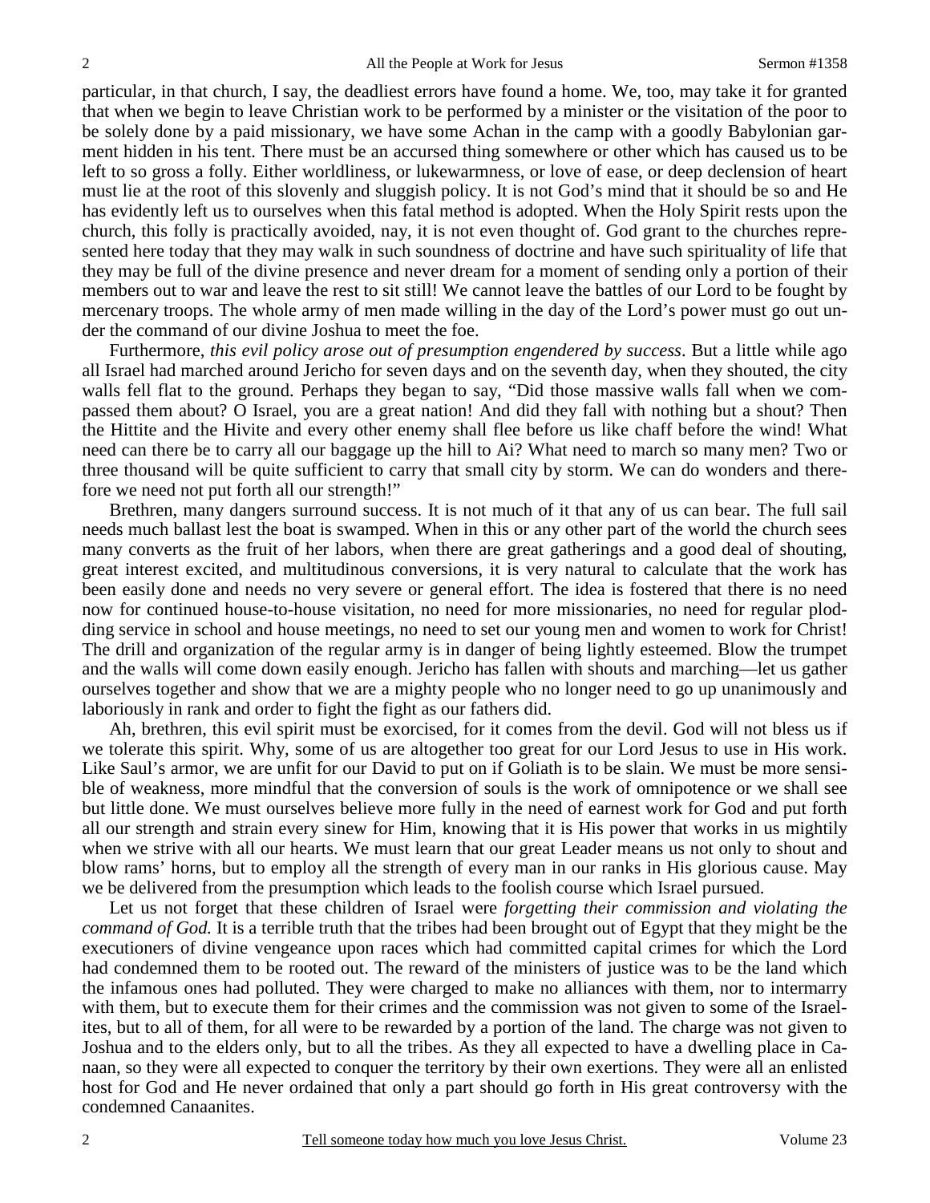particular, in that church, I say, the deadliest errors have found a home. We, too, may take it for granted that when we begin to leave Christian work to be performed by a minister or the visitation of the poor to be solely done by a paid missionary, we have some Achan in the camp with a goodly Babylonian garment hidden in his tent. There must be an accursed thing somewhere or other which has caused us to be left to so gross a folly. Either worldliness, or lukewarmness, or love of ease, or deep declension of heart must lie at the root of this slovenly and sluggish policy. It is not God's mind that it should be so and He has evidently left us to ourselves when this fatal method is adopted. When the Holy Spirit rests upon the church, this folly is practically avoided, nay, it is not even thought of. God grant to the churches represented here today that they may walk in such soundness of doctrine and have such spirituality of life that they may be full of the divine presence and never dream for a moment of sending only a portion of their members out to war and leave the rest to sit still! We cannot leave the battles of our Lord to be fought by mercenary troops. The whole army of men made willing in the day of the Lord's power must go out under the command of our divine Joshua to meet the foe.

Furthermore, *this evil policy arose out of presumption engendered by success*. But a little while ago all Israel had marched around Jericho for seven days and on the seventh day, when they shouted, the city walls fell flat to the ground. Perhaps they began to say, "Did those massive walls fall when we compassed them about? O Israel, you are a great nation! And did they fall with nothing but a shout? Then the Hittite and the Hivite and every other enemy shall flee before us like chaff before the wind! What need can there be to carry all our baggage up the hill to Ai? What need to march so many men? Two or three thousand will be quite sufficient to carry that small city by storm. We can do wonders and therefore we need not put forth all our strength!"

Brethren, many dangers surround success. It is not much of it that any of us can bear. The full sail needs much ballast lest the boat is swamped. When in this or any other part of the world the church sees many converts as the fruit of her labors, when there are great gatherings and a good deal of shouting, great interest excited, and multitudinous conversions, it is very natural to calculate that the work has been easily done and needs no very severe or general effort. The idea is fostered that there is no need now for continued house-to-house visitation, no need for more missionaries, no need for regular plodding service in school and house meetings, no need to set our young men and women to work for Christ! The drill and organization of the regular army is in danger of being lightly esteemed. Blow the trumpet and the walls will come down easily enough. Jericho has fallen with shouts and marching—let us gather ourselves together and show that we are a mighty people who no longer need to go up unanimously and laboriously in rank and order to fight the fight as our fathers did.

Ah, brethren, this evil spirit must be exorcised, for it comes from the devil. God will not bless us if we tolerate this spirit. Why, some of us are altogether too great for our Lord Jesus to use in His work. Like Saul's armor, we are unfit for our David to put on if Goliath is to be slain. We must be more sensible of weakness, more mindful that the conversion of souls is the work of omnipotence or we shall see but little done. We must ourselves believe more fully in the need of earnest work for God and put forth all our strength and strain every sinew for Him, knowing that it is His power that works in us mightily when we strive with all our hearts. We must learn that our great Leader means us not only to shout and blow rams' horns, but to employ all the strength of every man in our ranks in His glorious cause. May we be delivered from the presumption which leads to the foolish course which Israel pursued.

Let us not forget that these children of Israel were *forgetting their commission and violating the command of God.* It is a terrible truth that the tribes had been brought out of Egypt that they might be the executioners of divine vengeance upon races which had committed capital crimes for which the Lord had condemned them to be rooted out. The reward of the ministers of justice was to be the land which the infamous ones had polluted. They were charged to make no alliances with them, nor to intermarry with them, but to execute them for their crimes and the commission was not given to some of the Israelites, but to all of them, for all were to be rewarded by a portion of the land. The charge was not given to Joshua and to the elders only, but to all the tribes. As they all expected to have a dwelling place in Canaan, so they were all expected to conquer the territory by their own exertions. They were all an enlisted host for God and He never ordained that only a part should go forth in His great controversy with the condemned Canaanites.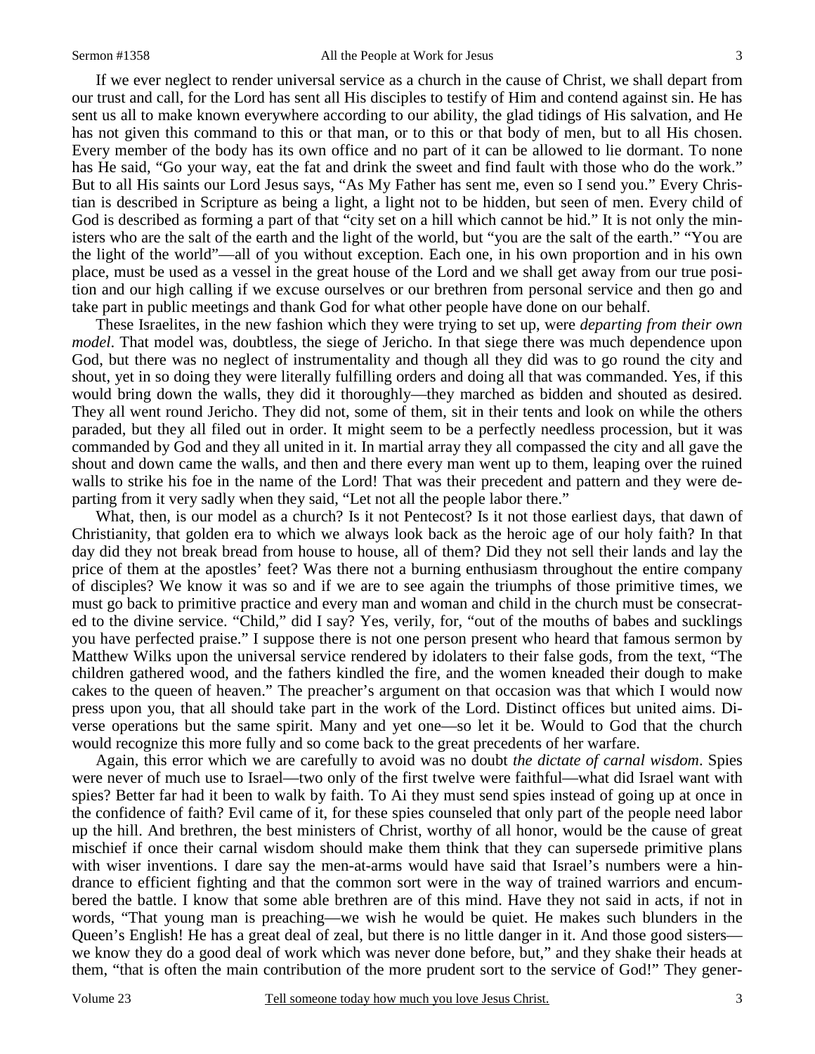If we ever neglect to render universal service as a church in the cause of Christ, we shall depart from our trust and call, for the Lord has sent all His disciples to testify of Him and contend against sin. He has sent us all to make known everywhere according to our ability, the glad tidings of His salvation, and He has not given this command to this or that man, or to this or that body of men, but to all His chosen. Every member of the body has its own office and no part of it can be allowed to lie dormant. To none has He said, "Go your way, eat the fat and drink the sweet and find fault with those who do the work." But to all His saints our Lord Jesus says, "As My Father has sent me, even so I send you." Every Christian is described in Scripture as being a light, a light not to be hidden, but seen of men. Every child of God is described as forming a part of that "city set on a hill which cannot be hid." It is not only the ministers who are the salt of the earth and the light of the world, but "you are the salt of the earth." "You are the light of the world"—all of you without exception. Each one, in his own proportion and in his own place, must be used as a vessel in the great house of the Lord and we shall get away from our true position and our high calling if we excuse ourselves or our brethren from personal service and then go and take part in public meetings and thank God for what other people have done on our behalf.

These Israelites, in the new fashion which they were trying to set up, were *departing from their own model*. That model was, doubtless, the siege of Jericho. In that siege there was much dependence upon God, but there was no neglect of instrumentality and though all they did was to go round the city and shout, yet in so doing they were literally fulfilling orders and doing all that was commanded. Yes, if this would bring down the walls, they did it thoroughly—they marched as bidden and shouted as desired. They all went round Jericho. They did not, some of them, sit in their tents and look on while the others paraded, but they all filed out in order. It might seem to be a perfectly needless procession, but it was commanded by God and they all united in it. In martial array they all compassed the city and all gave the shout and down came the walls, and then and there every man went up to them, leaping over the ruined walls to strike his foe in the name of the Lord! That was their precedent and pattern and they were departing from it very sadly when they said, "Let not all the people labor there."

What, then, is our model as a church? Is it not Pentecost? Is it not those earliest days, that dawn of Christianity, that golden era to which we always look back as the heroic age of our holy faith? In that day did they not break bread from house to house, all of them? Did they not sell their lands and lay the price of them at the apostles' feet? Was there not a burning enthusiasm throughout the entire company of disciples? We know it was so and if we are to see again the triumphs of those primitive times, we must go back to primitive practice and every man and woman and child in the church must be consecrated to the divine service. "Child," did I say? Yes, verily, for, "out of the mouths of babes and sucklings you have perfected praise." I suppose there is not one person present who heard that famous sermon by Matthew Wilks upon the universal service rendered by idolaters to their false gods, from the text, "The children gathered wood, and the fathers kindled the fire, and the women kneaded their dough to make cakes to the queen of heaven." The preacher's argument on that occasion was that which I would now press upon you, that all should take part in the work of the Lord. Distinct offices but united aims. Diverse operations but the same spirit. Many and yet one—so let it be. Would to God that the church would recognize this more fully and so come back to the great precedents of her warfare.

Again, this error which we are carefully to avoid was no doubt *the dictate of carnal wisdom*. Spies were never of much use to Israel—two only of the first twelve were faithful—what did Israel want with spies? Better far had it been to walk by faith. To Ai they must send spies instead of going up at once in the confidence of faith? Evil came of it, for these spies counseled that only part of the people need labor up the hill. And brethren, the best ministers of Christ, worthy of all honor, would be the cause of great mischief if once their carnal wisdom should make them think that they can supersede primitive plans with wiser inventions. I dare say the men-at-arms would have said that Israel's numbers were a hindrance to efficient fighting and that the common sort were in the way of trained warriors and encumbered the battle. I know that some able brethren are of this mind. Have they not said in acts, if not in words, "That young man is preaching—we wish he would be quiet. He makes such blunders in the Queen's English! He has a great deal of zeal, but there is no little danger in it. And those good sisters—we know they do a good deal of work which was never done before, but," and they shake their heads at them, "that is often the main contribution of the more prudent sort to the service of God!" They gener-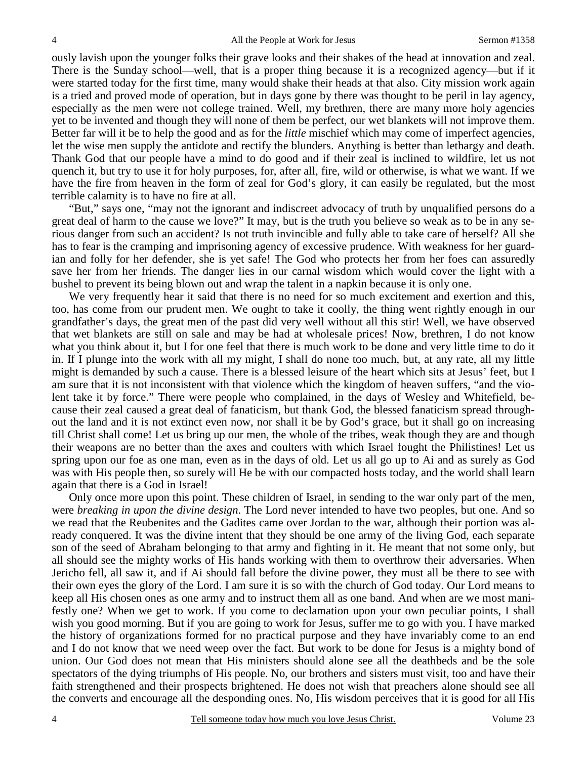ously lavish upon the younger folks their grave looks and their shakes of the head at innovation and zeal. There is the Sunday school—well, that is a proper thing because it is a recognized agency—but if it were started today for the first time, many would shake their heads at that also. City mission work again is a tried and proved mode of operation, but in days gone by there was thought to be peril in lay agency, especially as the men were not college trained. Well, my brethren, there are many more holy agencies yet to be invented and though they will none of them be perfect, our wet blankets will not improve them. Better far will it be to help the good and as for the *little* mischief which may come of imperfect agencies, let the wise men supply the antidote and rectify the blunders. Anything is better than lethargy and death. Thank God that our people have a mind to do good and if their zeal is inclined to wildfire, let us not quench it, but try to use it for holy purposes, for, after all, fire, wild or otherwise, is what we want. If we have the fire from heaven in the form of zeal for God's glory, it can easily be regulated, but the most terrible calamity is to have no fire at all.

"But," says one, "may not the ignorant and indiscreet advocacy of truth by unqualified persons do a great deal of harm to the cause we love?" It may, but is the truth you believe so weak as to be in any serious danger from such an accident? Is not truth invincible and fully able to take care of herself? All she has to fear is the cramping and imprisoning agency of excessive prudence. With weakness for her guardian and folly for her defender, she is yet safe! The God who protects her from her foes can assuredly save her from her friends. The danger lies in our carnal wisdom which would cover the light with a bushel to prevent its being blown out and wrap the talent in a napkin because it is only one.

We very frequently hear it said that there is no need for so much excitement and exertion and this, too, has come from our prudent men. We ought to take it coolly, the thing went rightly enough in our grandfather's days, the great men of the past did very well without all this stir! Well, we have observed that wet blankets are still on sale and may be had at wholesale prices! Now, brethren, I do not know what you think about it, but I for one feel that there is much work to be done and very little time to do it in. If I plunge into the work with all my might, I shall do none too much, but, at any rate, all my little might is demanded by such a cause. There is a blessed leisure of the heart which sits at Jesus' feet, but I am sure that it is not inconsistent with that violence which the kingdom of heaven suffers, "and the violent take it by force." There were people who complained, in the days of Wesley and Whitefield, because their zeal caused a great deal of fanaticism, but thank God, the blessed fanaticism spread throughout the land and it is not extinct even now, nor shall it be by God's grace, but it shall go on increasing till Christ shall come! Let us bring up our men, the whole of the tribes, weak though they are and though their weapons are no better than the axes and coulters with which Israel fought the Philistines! Let us spring upon our foe as one man, even as in the days of old. Let us all go up to Ai and as surely as God was with His people then, so surely will He be with our compacted hosts today, and the world shall learn again that there is a God in Israel!

Only once more upon this point. These children of Israel, in sending to the war only part of the men, were *breaking in upon the divine design*. The Lord never intended to have two peoples, but one. And so we read that the Reubenites and the Gadites came over Jordan to the war, although their portion was already conquered. It was the divine intent that they should be one army of the living God, each separate son of the seed of Abraham belonging to that army and fighting in it. He meant that not some only, but all should see the mighty works of His hands working with them to overthrow their adversaries. When Jericho fell, all saw it, and if Ai should fall before the divine power, they must all be there to see with their own eyes the glory of the Lord. I am sure it is so with the church of God today. Our Lord means to keep all His chosen ones as one army and to instruct them all as one band. And when are we most manifestly one? When we get to work. If you come to declamation upon your own peculiar points, I shall wish you good morning. But if you are going to work for Jesus, suffer me to go with you. I have marked the history of organizations formed for no practical purpose and they have invariably come to an end and I do not know that we need weep over the fact. But work to be done for Jesus is a mighty bond of union. Our God does not mean that His ministers should alone see all the deathbeds and be the sole spectators of the dying triumphs of His people. No, our brothers and sisters must visit, too and have their faith strengthened and their prospects brightened. He does not wish that preachers alone should see all the converts and encourage all the desponding ones. No, His wisdom perceives that it is good for all His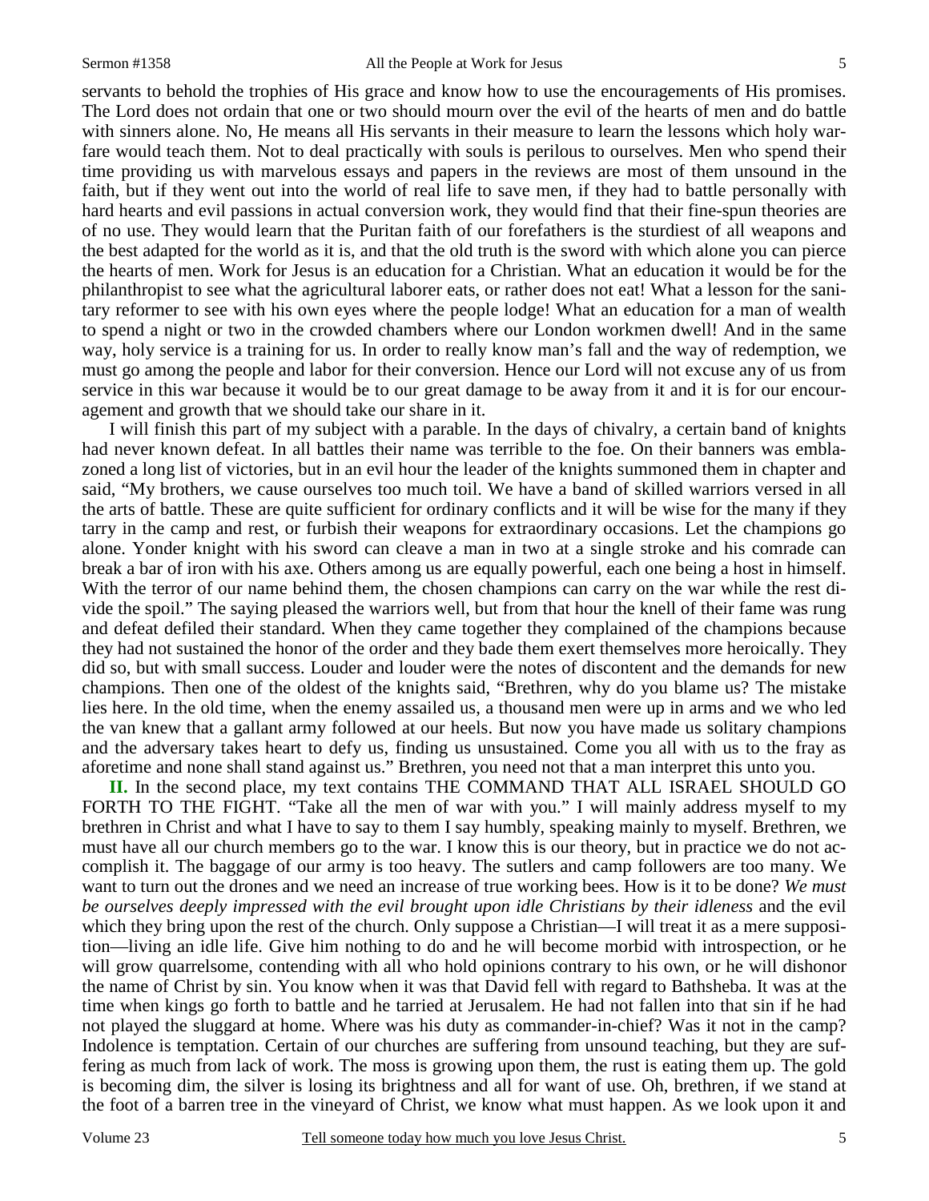servants to behold the trophies of His grace and know how to use the encouragements of His promises. The Lord does not ordain that one or two should mourn over the evil of the hearts of men and do battle with sinners alone. No, He means all His servants in their measure to learn the lessons which holy warfare would teach them. Not to deal practically with souls is perilous to ourselves. Men who spend their time providing us with marvelous essays and papers in the reviews are most of them unsound in the faith, but if they went out into the world of real life to save men, if they had to battle personally with hard hearts and evil passions in actual conversion work, they would find that their fine-spun theories are of no use. They would learn that the Puritan faith of our forefathers is the sturdiest of all weapons and the best adapted for the world as it is, and that the old truth is the sword with which alone you can pierce the hearts of men. Work for Jesus is an education for a Christian. What an education it would be for the philanthropist to see what the agricultural laborer eats, or rather does not eat! What a lesson for the sanitary reformer to see with his own eyes where the people lodge! What an education for a man of wealth to spend a night or two in the crowded chambers where our London workmen dwell! And in the same way, holy service is a training for us. In order to really know man's fall and the way of redemption, we must go among the people and labor for their conversion. Hence our Lord will not excuse any of us from service in this war because it would be to our great damage to be away from it and it is for our encouragement and growth that we should take our share in it.

I will finish this part of my subject with a parable. In the days of chivalry, a certain band of knights had never known defeat. In all battles their name was terrible to the foe. On their banners was emblazoned a long list of victories, but in an evil hour the leader of the knights summoned them in chapter and said, "My brothers, we cause ourselves too much toil. We have a band of skilled warriors versed in all the arts of battle. These are quite sufficient for ordinary conflicts and it will be wise for the many if they tarry in the camp and rest, or furbish their weapons for extraordinary occasions. Let the champions go alone. Yonder knight with his sword can cleave a man in two at a single stroke and his comrade can break a bar of iron with his axe. Others among us are equally powerful, each one being a host in himself. With the terror of our name behind them, the chosen champions can carry on the war while the rest divide the spoil." The saying pleased the warriors well, but from that hour the knell of their fame was rung and defeat defiled their standard. When they came together they complained of the champions because they had not sustained the honor of the order and they bade them exert themselves more heroically. They did so, but with small success. Louder and louder were the notes of discontent and the demands for new champions. Then one of the oldest of the knights said, "Brethren, why do you blame us? The mistake lies here. In the old time, when the enemy assailed us, a thousand men were up in arms and we who led the van knew that a gallant army followed at our heels. But now you have made us solitary champions and the adversary takes heart to defy us, finding us unsustained. Come you all with us to the fray as aforetime and none shall stand against us." Brethren, you need not that a man interpret this unto you.

**II.** In the second place, my text contains THE COMMAND THAT ALL ISRAEL SHOULD GO FORTH TO THE FIGHT. "Take all the men of war with you." I will mainly address myself to my brethren in Christ and what I have to say to them I say humbly, speaking mainly to myself. Brethren, we must have all our church members go to the war. I know this is our theory, but in practice we do not accomplish it. The baggage of our army is too heavy. The sutlers and camp followers are too many. We want to turn out the drones and we need an increase of true working bees. How is it to be done? *We must be ourselves deeply impressed with the evil brought upon idle Christians by their idleness* and the evil which they bring upon the rest of the church. Only suppose a Christian—I will treat it as a mere supposition—living an idle life. Give him nothing to do and he will become morbid with introspection, or he will grow quarrelsome, contending with all who hold opinions contrary to his own, or he will dishonor the name of Christ by sin. You know when it was that David fell with regard to Bathsheba. It was at the time when kings go forth to battle and he tarried at Jerusalem. He had not fallen into that sin if he had not played the sluggard at home. Where was his duty as commander-in-chief? Was it not in the camp? Indolence is temptation. Certain of our churches are suffering from unsound teaching, but they are suffering as much from lack of work. The moss is growing upon them, the rust is eating them up. The gold is becoming dim, the silver is losing its brightness and all for want of use. Oh, brethren, if we stand at the foot of a barren tree in the vineyard of Christ, we know what must happen. As we look upon it and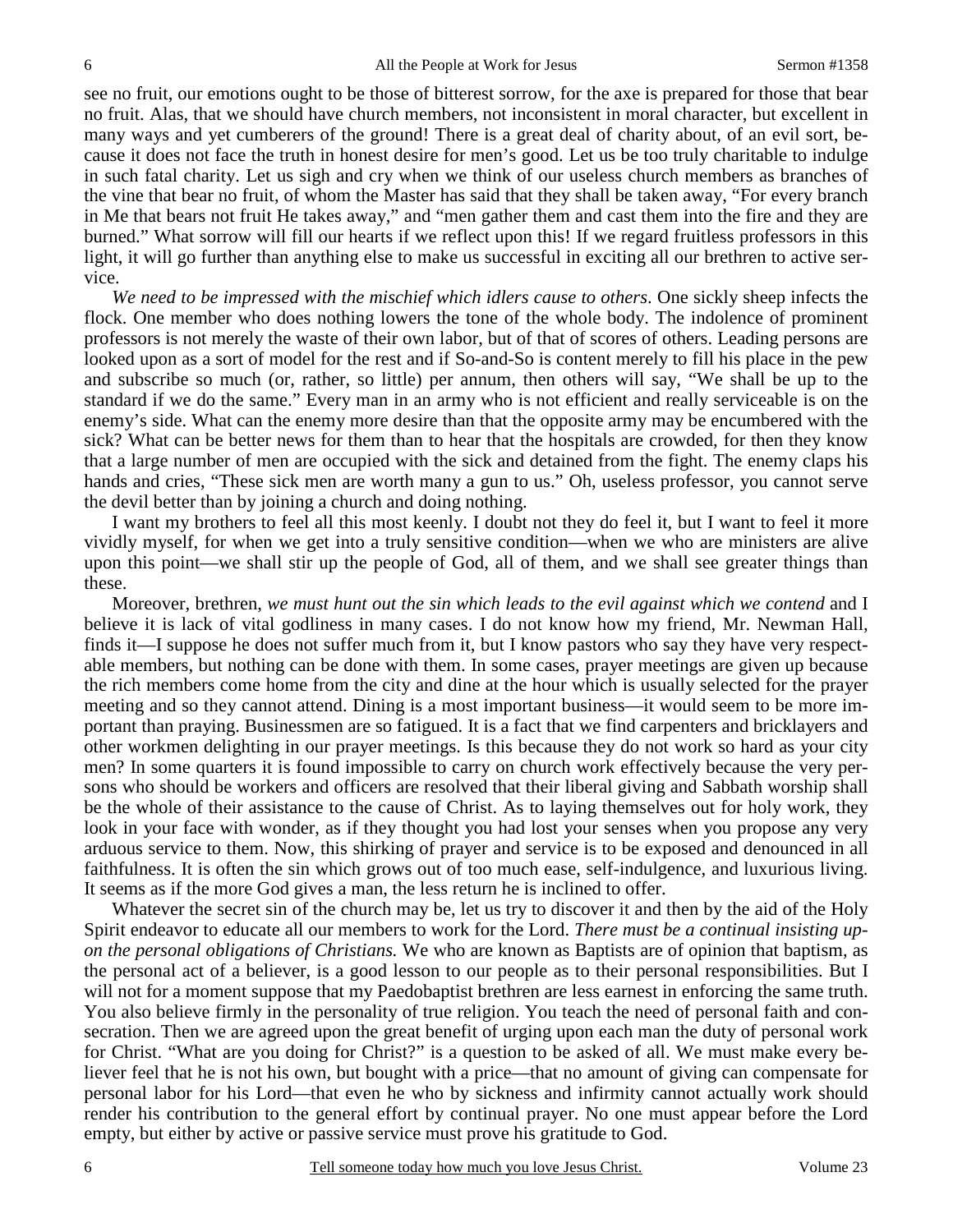see no fruit, our emotions ought to be those of bitterest sorrow, for the axe is prepared for those that bear no fruit. Alas, that we should have church members, not inconsistent in moral character, but excellent in many ways and yet cumberers of the ground! There is a great deal of charity about, of an evil sort, because it does not face the truth in honest desire for men's good. Let us be too truly charitable to indulge in such fatal charity. Let us sigh and cry when we think of our useless church members as branches of the vine that bear no fruit, of whom the Master has said that they shall be taken away, "For every branch in Me that bears not fruit He takes away," and "men gather them and cast them into the fire and they are burned." What sorrow will fill our hearts if we reflect upon this! If we regard fruitless professors in this light, it will go further than anything else to make us successful in exciting all our brethren to active service.

*We need to be impressed with the mischief which idlers cause to others*. One sickly sheep infects the flock. One member who does nothing lowers the tone of the whole body. The indolence of prominent professors is not merely the waste of their own labor, but of that of scores of others. Leading persons are looked upon as a sort of model for the rest and if So-and-So is content merely to fill his place in the pew and subscribe so much (or, rather, so little) per annum, then others will say, "We shall be up to the standard if we do the same." Every man in an army who is not efficient and really serviceable is on the enemy's side. What can the enemy more desire than that the opposite army may be encumbered with the sick? What can be better news for them than to hear that the hospitals are crowded, for then they know that a large number of men are occupied with the sick and detained from the fight. The enemy claps his hands and cries, "These sick men are worth many a gun to us." Oh, useless professor, you cannot serve the devil better than by joining a church and doing nothing.

I want my brothers to feel all this most keenly. I doubt not they do feel it, but I want to feel it more vividly myself, for when we get into a truly sensitive condition—when we who are ministers are alive upon this point—we shall stir up the people of God, all of them, and we shall see greater things than these.

Moreover, brethren, *we must hunt out the sin which leads to the evil against which we contend* and I believe it is lack of vital godliness in many cases. I do not know how my friend, Mr. Newman Hall, finds it—I suppose he does not suffer much from it, but I know pastors who say they have very respectable members, but nothing can be done with them. In some cases, prayer meetings are given up because the rich members come home from the city and dine at the hour which is usually selected for the prayer meeting and so they cannot attend. Dining is a most important business—it would seem to be more important than praying. Businessmen are so fatigued. It is a fact that we find carpenters and bricklayers and other workmen delighting in our prayer meetings. Is this because they do not work so hard as your city men? In some quarters it is found impossible to carry on church work effectively because the very persons who should be workers and officers are resolved that their liberal giving and Sabbath worship shall be the whole of their assistance to the cause of Christ. As to laying themselves out for holy work, they look in your face with wonder, as if they thought you had lost your senses when you propose any very arduous service to them. Now, this shirking of prayer and service is to be exposed and denounced in all faithfulness. It is often the sin which grows out of too much ease, self-indulgence, and luxurious living. It seems as if the more God gives a man, the less return he is inclined to offer.

Whatever the secret sin of the church may be, let us try to discover it and then by the aid of the Holy Spirit endeavor to educate all our members to work for the Lord. *There must be a continual insisting upon the personal obligations of Christians.* We who are known as Baptists are of opinion that baptism, as the personal act of a believer, is a good lesson to our people as to their personal responsibilities. But I will not for a moment suppose that my Paedobaptist brethren are less earnest in enforcing the same truth. You also believe firmly in the personality of true religion. You teach the need of personal faith and consecration. Then we are agreed upon the great benefit of urging upon each man the duty of personal work for Christ. "What are you doing for Christ?" is a question to be asked of all. We must make every believer feel that he is not his own, but bought with a price—that no amount of giving can compensate for personal labor for his Lord—that even he who by sickness and infirmity cannot actually work should render his contribution to the general effort by continual prayer. No one must appear before the Lord empty, but either by active or passive service must prove his gratitude to God.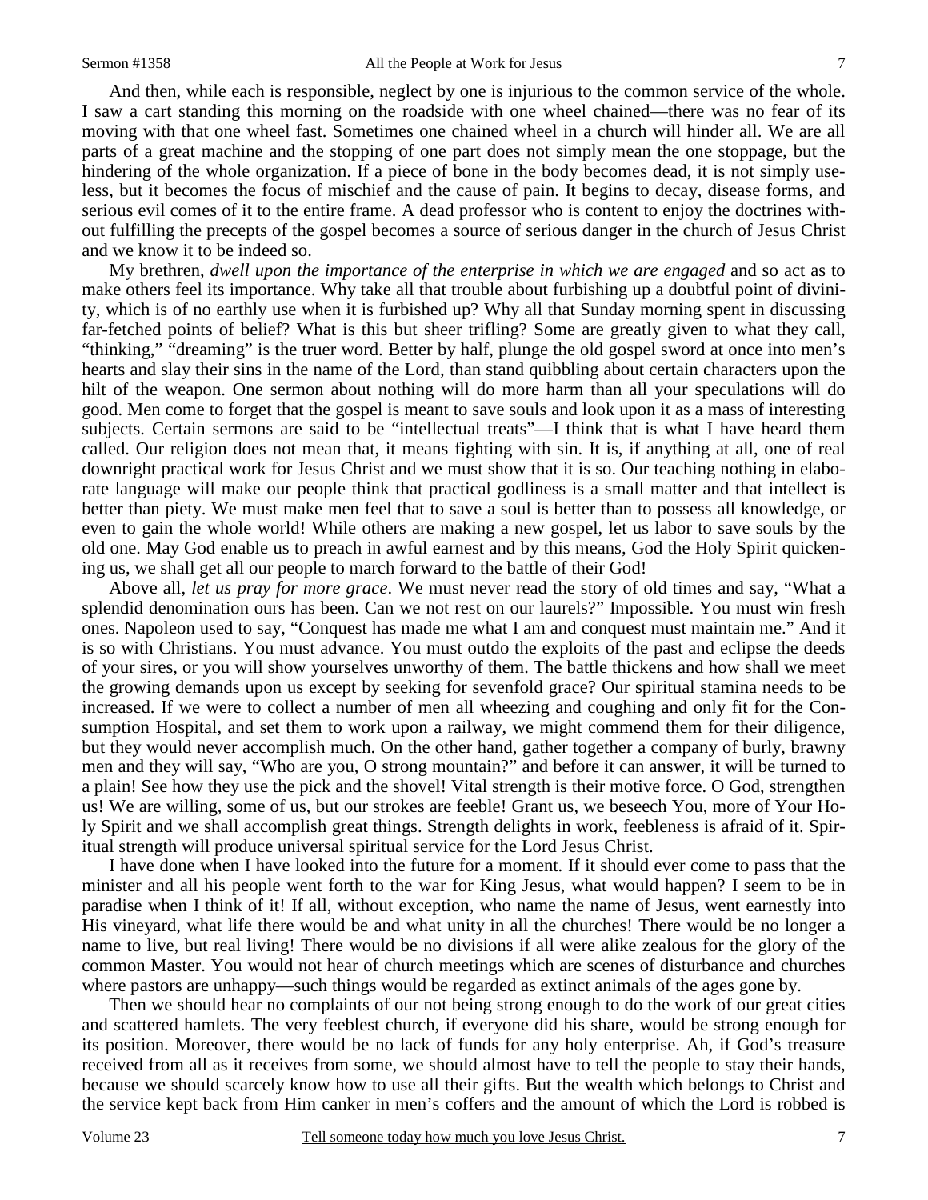And then, while each is responsible, neglect by one is injurious to the common service of the whole. I saw a cart standing this morning on the roadside with one wheel chained—there was no fear of its moving with that one wheel fast. Sometimes one chained wheel in a church will hinder all. We are all parts of a great machine and the stopping of one part does not simply mean the one stoppage, but the hindering of the whole organization. If a piece of bone in the body becomes dead, it is not simply useless, but it becomes the focus of mischief and the cause of pain. It begins to decay, disease forms, and serious evil comes of it to the entire frame. A dead professor who is content to enjoy the doctrines without fulfilling the precepts of the gospel becomes a source of serious danger in the church of Jesus Christ and we know it to be indeed so.

My brethren, *dwell upon the importance of the enterprise in which we are engaged* and so act as to make others feel its importance. Why take all that trouble about furbishing up a doubtful point of divinity, which is of no earthly use when it is furbished up? Why all that Sunday morning spent in discussing far-fetched points of belief? What is this but sheer trifling? Some are greatly given to what they call, "thinking," "dreaming" is the truer word. Better by half, plunge the old gospel sword at once into men's hearts and slay their sins in the name of the Lord, than stand quibbling about certain characters upon the hilt of the weapon. One sermon about nothing will do more harm than all your speculations will do good. Men come to forget that the gospel is meant to save souls and look upon it as a mass of interesting subjects. Certain sermons are said to be "intellectual treats"—I think that is what I have heard them called. Our religion does not mean that, it means fighting with sin. It is, if anything at all, one of real downright practical work for Jesus Christ and we must show that it is so. Our teaching nothing in elaborate language will make our people think that practical godliness is a small matter and that intellect is better than piety. We must make men feel that to save a soul is better than to possess all knowledge, or even to gain the whole world! While others are making a new gospel, let us labor to save souls by the old one. May God enable us to preach in awful earnest and by this means, God the Holy Spirit quickening us, we shall get all our people to march forward to the battle of their God!

Above all, *let us pray for more grace*. We must never read the story of old times and say, "What a splendid denomination ours has been. Can we not rest on our laurels?" Impossible. You must win fresh ones. Napoleon used to say, "Conquest has made me what I am and conquest must maintain me." And it is so with Christians. You must advance. You must outdo the exploits of the past and eclipse the deeds of your sires, or you will show yourselves unworthy of them. The battle thickens and how shall we meet the growing demands upon us except by seeking for sevenfold grace? Our spiritual stamina needs to be increased. If we were to collect a number of men all wheezing and coughing and only fit for the Consumption Hospital, and set them to work upon a railway, we might commend them for their diligence, but they would never accomplish much. On the other hand, gather together a company of burly, brawny men and they will say, "Who are you, O strong mountain?" and before it can answer, it will be turned to a plain! See how they use the pick and the shovel! Vital strength is their motive force. O God, strengthen us! We are willing, some of us, but our strokes are feeble! Grant us, we beseech You, more of Your Holy Spirit and we shall accomplish great things. Strength delights in work, feebleness is afraid of it. Spiritual strength will produce universal spiritual service for the Lord Jesus Christ.

I have done when I have looked into the future for a moment. If it should ever come to pass that the minister and all his people went forth to the war for King Jesus, what would happen? I seem to be in paradise when I think of it! If all, without exception, who name the name of Jesus, went earnestly into His vineyard, what life there would be and what unity in all the churches! There would be no longer a name to live, but real living! There would be no divisions if all were alike zealous for the glory of the common Master. You would not hear of church meetings which are scenes of disturbance and churches where pastors are unhappy—such things would be regarded as extinct animals of the ages gone by.

Then we should hear no complaints of our not being strong enough to do the work of our great cities and scattered hamlets. The very feeblest church, if everyone did his share, would be strong enough for its position. Moreover, there would be no lack of funds for any holy enterprise. Ah, if God's treasure received from all as it receives from some, we should almost have to tell the people to stay their hands, because we should scarcely know how to use all their gifts. But the wealth which belongs to Christ and the service kept back from Him canker in men's coffers and the amount of which the Lord is robbed is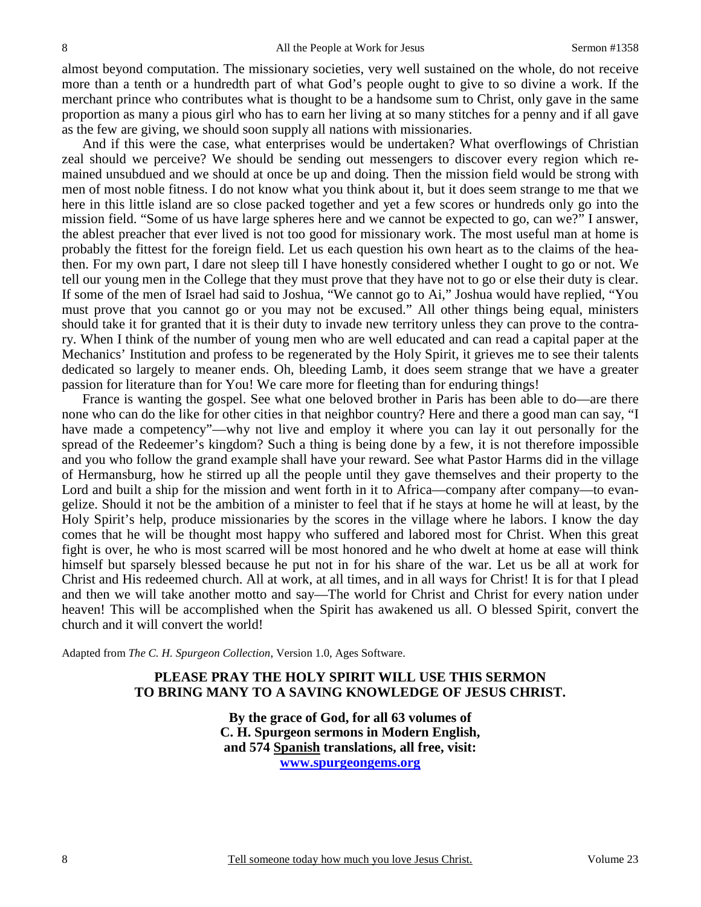almost beyond computation. The missionary societies, very well sustained on the whole, do not receive more than a tenth or a hundredth part of what God's people ought to give to so divine a work. If the merchant prince who contributes what is thought to be a handsome sum to Christ, only gave in the same proportion as many a pious girl who has to earn her living at so many stitches for a penny and if all gave as the few are giving, we should soon supply all nations with missionaries.

And if this were the case, what enterprises would be undertaken? What overflowings of Christian zeal should we perceive? We should be sending out messengers to discover every region which remained unsubdued and we should at once be up and doing. Then the mission field would be strong with men of most noble fitness. I do not know what you think about it, but it does seem strange to me that we here in this little island are so close packed together and yet a few scores or hundreds only go into the mission field. "Some of us have large spheres here and we cannot be expected to go, can we?" I answer, the ablest preacher that ever lived is not too good for missionary work. The most useful man at home is probably the fittest for the foreign field. Let us each question his own heart as to the claims of the heathen. For my own part, I dare not sleep till I have honestly considered whether I ought to go or not. We tell our young men in the College that they must prove that they have not to go or else their duty is clear. If some of the men of Israel had said to Joshua, "We cannot go to Ai," Joshua would have replied, "You must prove that you cannot go or you may not be excused." All other things being equal, ministers should take it for granted that it is their duty to invade new territory unless they can prove to the contrary. When I think of the number of young men who are well educated and can read a capital paper at the Mechanics' Institution and profess to be regenerated by the Holy Spirit, it grieves me to see their talents dedicated so largely to meaner ends. Oh, bleeding Lamb, it does seem strange that we have a greater passion for literature than for You! We care more for fleeting than for enduring things!

France is wanting the gospel. See what one beloved brother in Paris has been able to do—are there none who can do the like for other cities in that neighbor country? Here and there a good man can say, "I have made a competency"—why not live and employ it where you can lay it out personally for the spread of the Redeemer's kingdom? Such a thing is being done by a few, it is not therefore impossible and you who follow the grand example shall have your reward. See what Pastor Harms did in the village of Hermansburg, how he stirred up all the people until they gave themselves and their property to the Lord and built a ship for the mission and went forth in it to Africa—company after company—to evangelize. Should it not be the ambition of a minister to feel that if he stays at home he will at least, by the Holy Spirit's help, produce missionaries by the scores in the village where he labors. I know the day comes that he will be thought most happy who suffered and labored most for Christ. When this great fight is over, he who is most scarred will be most honored and he who dwelt at home at ease will think himself but sparsely blessed because he put not in for his share of the war. Let us be all at work for Christ and His redeemed church. All at work, at all times, and in all ways for Christ! It is for that I plead and then we will take another motto and say—The world for Christ and Christ for every nation under heaven! This will be accomplished when the Spirit has awakened us all. O blessed Spirit, convert the church and it will convert the world!

Adapted from *The C. H. Spurgeon Collection*, Version 1.0, Ages Software.

**PLEASE PRAY THE HOLY SPIRIT WILL USE THIS SERMON TO BRING MANY TO A SAVING KNOWLEDGE OF JESUS CHRIST.**

**By the grace of God, for all 63 volumes of C. H. Spurgeon sermons in Modern English, and 574 Spanish translations, all free, visit: www.spurgeongems.org**

Tell someone today how much you love Jesus Christ.